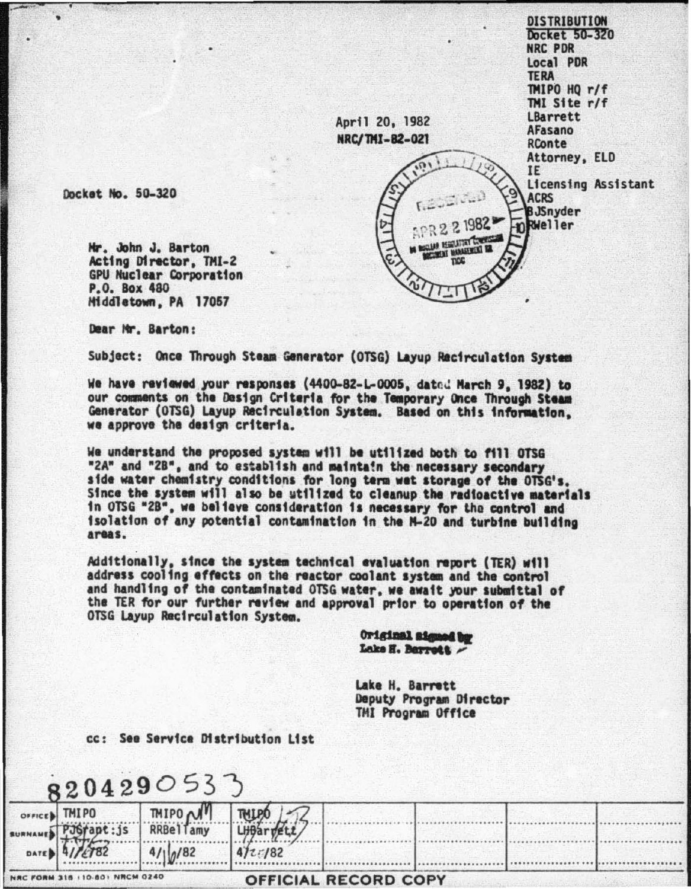DISTRIBUTION
Docket 50-320
NRC PDR
Local PDR
TERA
TMIPO HQ r/f
TMI Site r/f
LBarrett
AFasano
RConte
Attorney, ELD
IE
Licensing Assistant
ACRS
BJSnyder
RWeller

April 20, 1982
NRC/TMI-82-021

RECEIVED
APR 22 1982
US NUCLEAR REGULATORY COMMISSION
DOCUMENT MANAGEMENT BR
TIDC

Docket No. 50-320

Mr. John J. Barton
Acting Director, TMI-2
GPU Nuclear Corporation
P.O. Box 480
Middletown, PA 17057

Dear Mr. Barton:

Subject: Once Through Steam Generator (OTSG) Layup Recirculation System

We have reviewed your responses (4400-82-L-0005, dated March 9, 1982) to our comments on the Design Criteria for the Temporary Once Through Steam Generator (OTSG) Layup Recirculation System. Based on this information, we approve the design criteria.

We understand the proposed system will be utilized both to fill OTSG "2A" and "2B", and to establish and maintain the necessary secondary side water chemistry conditions for long term wet storage of the OTSG's. Since the system will also be utilized to cleanup the radioactive materials in OTSG "2B", we believe consideration is necessary for the control and isolation of any potential contamination in the N-20 and turbine building areas.

Additionally, since the system technical evaluation report (TER) will address cooling effects on the reactor coolant system and the control and handling of the contaminated OTSG water, we await your submittal of the TER for our further review and approval prior to operation of the OTSG Layup Recirculation System.

Original signed by
Lake H. Barrett

Lake H. Barrett
Deputy Program Director
TMI Program Office

cc: See Service Distribution List

8204290533

| OFFICE | TMIPO | TMIPO | TMIPO | | | | |
|---|---|---|---|---|---|---|---|
| SURNAME | PJGrant:js | RRBellamy | LHBarrett | | | | |
| DATE | 4/1/82 | 4/16/82 | 4/20/82 | | | | |

NRC FORM 318 (10-80) NRCM 0240

OFFICIAL RECORD COPY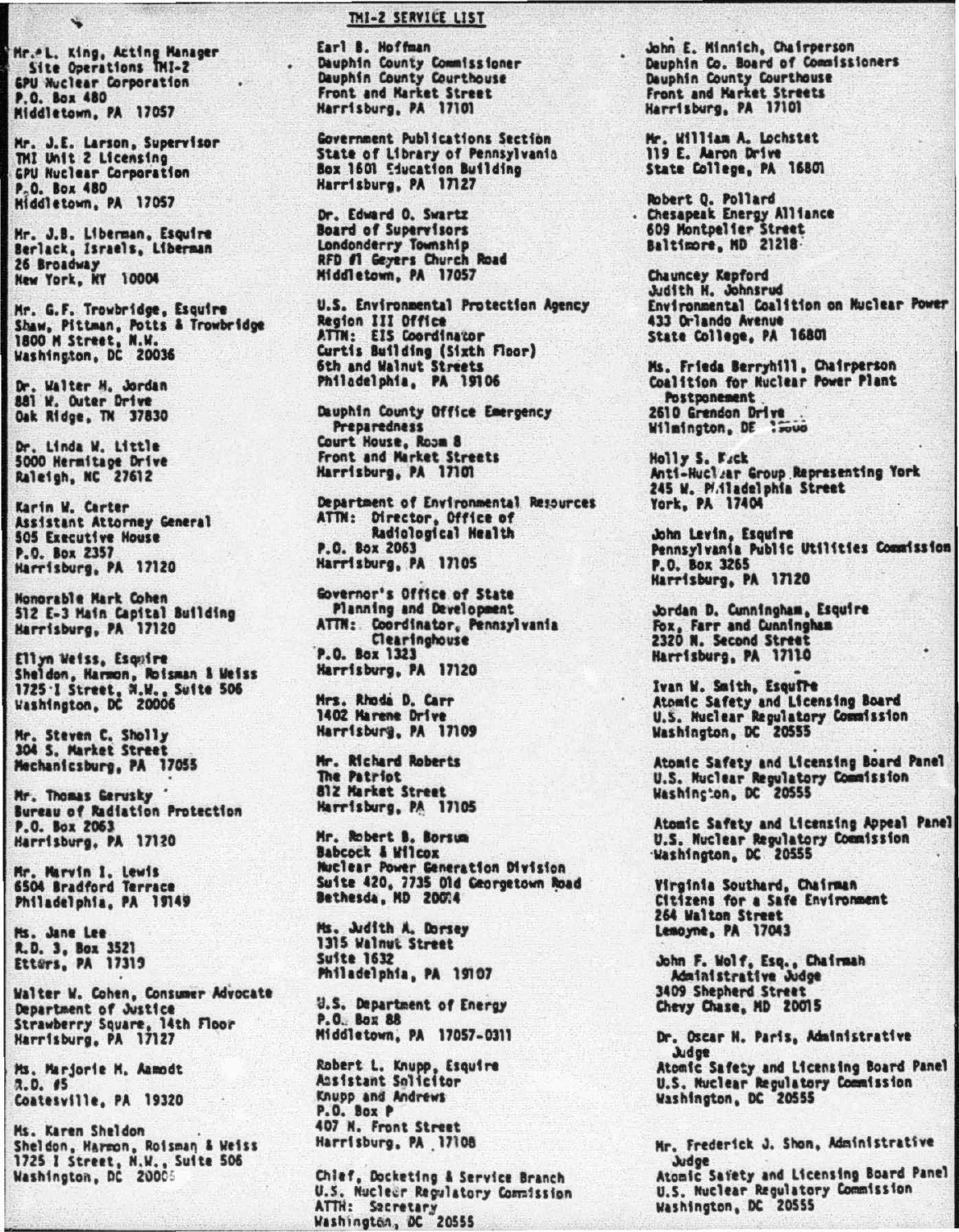# TMI-2 SERVICE LIST

Mr. L. King, Acting Manager
Site Operations TMI-2
GPU Nuclear Corporation
P.O. Box 480
Middletown, PA 17057

Mr. J.E. Larson, Supervisor
TMI Unit 2 Licensing
GPU Nuclear Corporation
P.O. Box 480
Middletown, PA 17057

Mr. J.B. Liberman, Esquire
Berlack, Israels, Liberman
26 Broadway
New York, NY 10004

Mr. G.F. Trowbridge, Esquire
Shaw, Pittman, Potts & Trowbridge
1800 M Street, N.W.
Washington, DC 20036

Dr. Walter H. Jordan
881 W. Outer Drive
Oak Ridge, TN 37830

Dr. Linda W. Little
5000 Hermitage Drive
Raleigh, NC 27612

Karin W. Carter
Assistant Attorney General
505 Executive House
P.O. Box 2357
Harrisburg, PA 17120

Honorable Mark Cohen
512 E-3 Main Capital Building
Harrisburg, PA 17120

Ellyn Weiss, Esquire
Sheldon, Harmon, Roisman & Weiss
1725 I Street, N.W., Suite 506
Washington, DC 20006

Mr. Steven C. Sholly
304 S. Market Street
Mechanicsburg, PA 17055

Mr. Thomas Gerusky
Bureau of Radiation Protection
P.O. Box 2063
Harrisburg, PA 17120

Mr. Marvin I. Lewis
6504 Bradford Terrace
Philadelphia, PA 19149

Ms. Jane Lee
R.D. 3, Box 3521
Etters, PA 17319

Walter W. Cohen, Consumer Advocate
Department of Justice
Strawberry Square, 14th Floor
Harrisburg, PA 17127

Ms. Marjorie M. Aamodt
R.D. #5
Coatesville, PA 19320

Ms. Karen Sheldon
Sheldon, Harmon, Roisman & Weiss
1725 I Street, N.W., Suite 506
Washington, DC 20006

Earl B. Hoffman
Dauphin County Commissioner
Dauphin County Courthouse
Front and Market Street
Harrisburg, PA 17101

Government Publications Section
State of Library of Pennsylvania
Box 1601 Education Building
Harrisburg, PA 17127

Dr. Edward O. Swartz
Board of Supervisors
Londonderry Township
RFD #1 Geyers Church Road
Middletown, PA 17057

U.S. Environmental Protection Agency
Region III Office
ATTN: EIS Coordinator
Curtis Building (Sixth Floor)
6th and Walnut Streets
Philadelphia, PA 19106

Dauphin County Office Emergency Preparedness
Court House, Room 8
Front and Market Streets
Harrisburg, PA 17101

Department of Environmental Resources
ATTN: Director, Office of Radiological Health
P.O. Box 2063
Harrisburg, PA 17105

Governor's Office of State Planning and Development
ATTN: Coordinator, Pennsylvania Clearinghouse
P.O. Box 1323
Harrisburg, PA 17120

Mrs. Rhoda D. Carr
1402 Marene Drive
Harrisburg, PA 17109

Mr. Richard Roberts
The Patriot
812 Market Street
Harrisburg, PA 17105

Mr. Robert B. Borsum
Babcock & Wilcox
Nuclear Power Generation Division
Suite 420, 7735 Old Georgetown Road
Bethesda, MD 20014

Ms. Judith A. Dorsey
1315 Walnut Street
Suite 1632
Philadelphia, PA 19107

U.S. Department of Energy
P.O. Box 88
Middletown, PA 17057-0311

Robert L. Knupp, Esquire
Assistant Solicitor
Knupp and Andrews
P.O. Box P
407 N. Front Street
Harrisburg, PA 17108

Chief, Docketing & Service Branch
U.S. Nuclear Regulatory Commission
ATTN: Secretary
Washington, DC 20555

John E. Minnich, Chairperson
Dauphin Co. Board of Commissioners
Dauphin County Courthouse
Front and Market Streets
Harrisburg, PA 17101

Mr. William A. Lochstet
119 E. Aaron Drive
State College, PA 16801

Robert Q. Pollard
Chesapeak Energy Alliance
609 Montpelier Street
Baltimore, MD 21218

Chauncey Kepford
Judith H. Johnsrud
Environmental Coalition on Nuclear Power
433 Orlando Avenue
State College, PA 16801

Ms. Frieda Berryhill, Chairperson
Coalition for Nuclear Power Plant Postponement
2610 Grendon Drive
Wilmington, DE 19808

Holly S. Keck
Anti-Nuclear Group Representing York
245 W. Philadelphia Street
York, PA 17404

John Levin, Esquire
Pennsylvania Public Utilities Commission
P.O. Box 3265
Harrisburg, PA 17120

Jordan D. Cunningham, Esquire
Fox, Farr and Cunningham
2320 N. Second Street
Harrisburg, PA 17110

Ivan W. Smith, Esquire
Atomic Safety and Licensing Board
U.S. Nuclear Regulatory Commission
Washington, DC 20555

Atomic Safety and Licensing Board Panel
U.S. Nuclear Regulatory Commission
Washington, DC 20555

Atomic Safety and Licensing Appeal Panel
U.S. Nuclear Regulatory Commission
Washington, DC 20555

Virginia Southard, Chairman
Citizens for a Safe Environment
264 Walton Street
Lemoyne, PA 17043

John F. Wolf, Esq., Chairman
Administrative Judge
3409 Shepherd Street
Chevy Chase, MD 20015

Dr. Oscar H. Paris, Administrative Judge
Atomic Safety and Licensing Board Panel
U.S. Nuclear Regulatory Commission
Washington, DC 20555

Mr. Frederick J. Shon, Administrative Judge
Atomic Safety and Licensing Board Panel
U.S. Nuclear Regulatory Commission
Washington, DC 20555